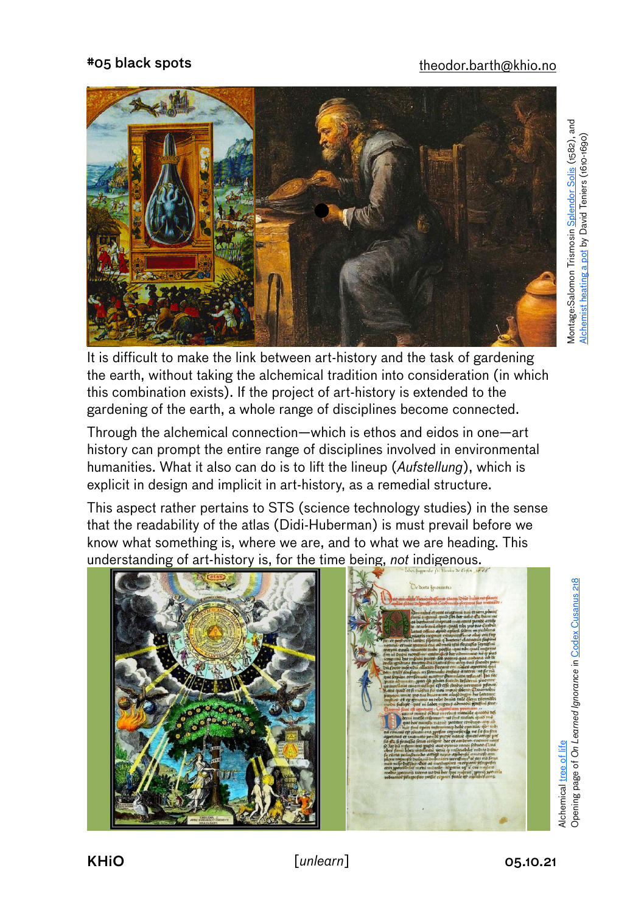# #05 black spots

theodor.barth@khio.no

Montage:Salomon Trismosin Splendor Solis (1582), and Alchemist heating a pot by David Teniers (1610-1690)

It is difficult to make the link between art-history and the task of gardening the earth, without taking the alchemical tradition into consideration (in which this combination exists). If the project of art-history is extended to the gardening of the earth, a whole range of disciplines become connected.

Through the alchemical connection—which is ethos and eidos in one—art history can prompt the entire range of disciplines involved in environmental humanities. What it also can do is to lift the lineup (*Aufstellung*), which is explicit in design and implicit in art-history, as a remedial structure.

This aspect rather pertains to STS (science technology studies) in the sense that the readability of the atlas (Didi-Huberman) is must prevail before we know what something is, where we are, and to what we are heading. This understanding of art-history is, for the time being, *not* indigenous.

Alchemical tree of life
Opening page of *On Learned Ignorance* in Codex Cusanus 218

KHiO [*unlearn*] 05.10.21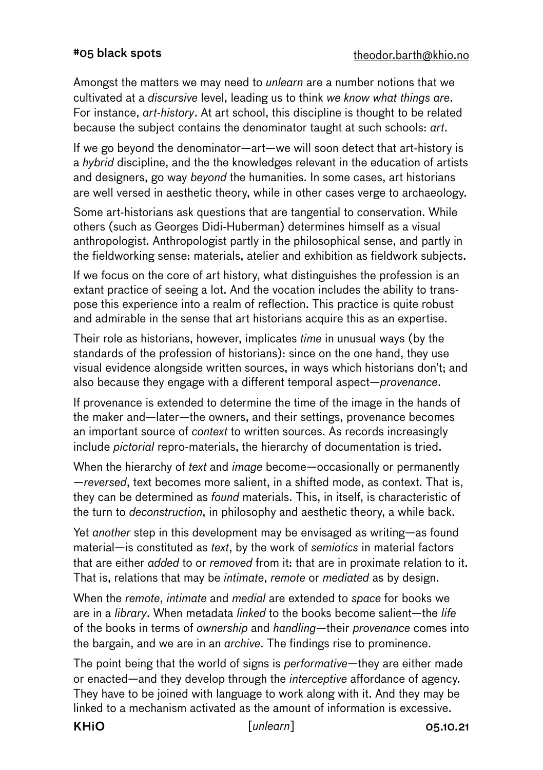**#05 black spots** theodor.barth@khio.no

Amongst the matters we may need to *unlearn* are a number notions that we cultivated at a *discursive* level, leading us to think *we know what things are*. For instance, *art-history*. At art school, this discipline is thought to be related because the subject contains the denominator taught at such schools: *art*.

If we go beyond the denominator—art—we will soon detect that art-history is a *hybrid* discipline, and the the knowledges relevant in the education of artists and designers, go way *beyond* the humanities. In some cases, art historians are well versed in aesthetic theory, while in other cases verge to archaeology.

Some art-historians ask questions that are tangential to conservation. While others (such as Georges Didi-Huberman) determines himself as a visual anthropologist. Anthropologist partly in the philosophical sense, and partly in the fieldworking sense: materials, atelier and exhibition as fieldwork subjects.

If we focus on the core of art history, what distinguishes the profession is an extant practice of seeing a lot. And the vocation includes the ability to transpose this experience into a realm of reflection. This practice is quite robust and admirable in the sense that art historians acquire this as an expertise.

Their role as historians, however, implicates *time* in unusual ways (by the standards of the profession of historians): since on the one hand, they use visual evidence alongside written sources, in ways which historians don't; and also because they engage with a different temporal aspect—*provenance*.

If provenance is extended to determine the time of the image in the hands of the maker and—later—the owners, and their settings, provenance becomes an important source of *context* to written sources. As records increasingly include *pictorial* repro-materials, the hierarchy of documentation is tried.

When the hierarchy of *text* and *image* become—occasionally or permanently—*reversed*, text becomes more salient, in a shifted mode, as context. That is, they can be determined as *found* materials. This, in itself, is characteristic of the turn to *deconstruction*, in philosophy and aesthetic theory, a while back.

Yet *another* step in this development may be envisaged as writing—as found material—is constituted as *text*, by the work of *semiotics* in material factors that are either *added* to or *removed* from it: that are in proximate relation to it. That is, relations that may be *intimate*, *remote* or *mediated* as by design.

When the *remote*, *intimate* and *medial* are extended to *space* for books we are in a *library*. When metadata *linked* to the books become salient—the *life* of the books in terms of *ownership* and *handling*—their *provenance* comes into the bargain, and we are in an *archive*. The findings rise to prominence.

The point being that the world of signs is *performative*—they are either made or enacted—and they develop through the *interceptive* affordance of agency. They have to be joined with language to work along with it. And they may be linked to a mechanism activated as the amount of information is excessive.

**KHiO** [*unlearn*] **05.10.21**